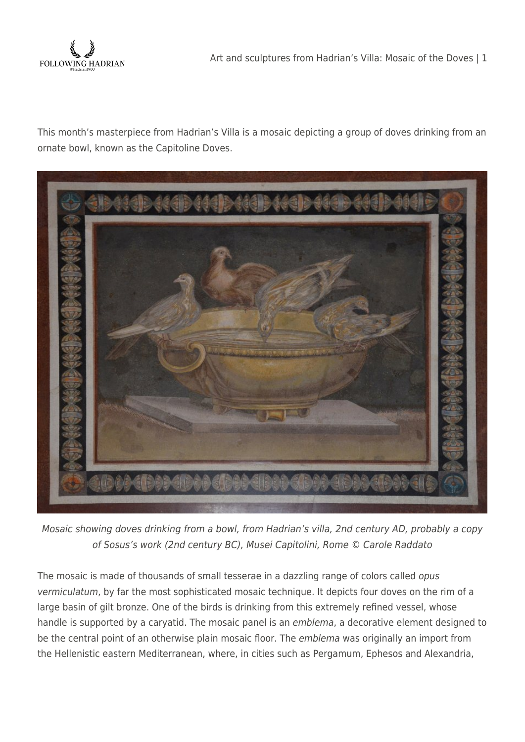This month's masterpiece from Hadrian's Villa is a mosaic depicting a group of doves drinking from an ornate bowl, known as the Capitoline Doves.

*Mosaic showing doves drinking from a bowl, from Hadrian's villa, 2nd century AD, probably a copy of Sosus's work (2nd century BC), Musei Capitolini, Rome © Carole Raddato*

The mosaic is made of thousands of small tesserae in a dazzling range of colors called *opus vermiculatum*, by far the most sophisticated mosaic technique. It depicts four doves on the rim of a large basin of gilt bronze. One of the birds is drinking from this extremely refined vessel, whose handle is supported by a caryatid. The mosaic panel is an *emblema*, a decorative element designed to be the central point of an otherwise plain mosaic floor. The *emblema* was originally an import from the Hellenistic eastern Mediterranean, where, in cities such as Pergamum, Ephesos and Alexandria,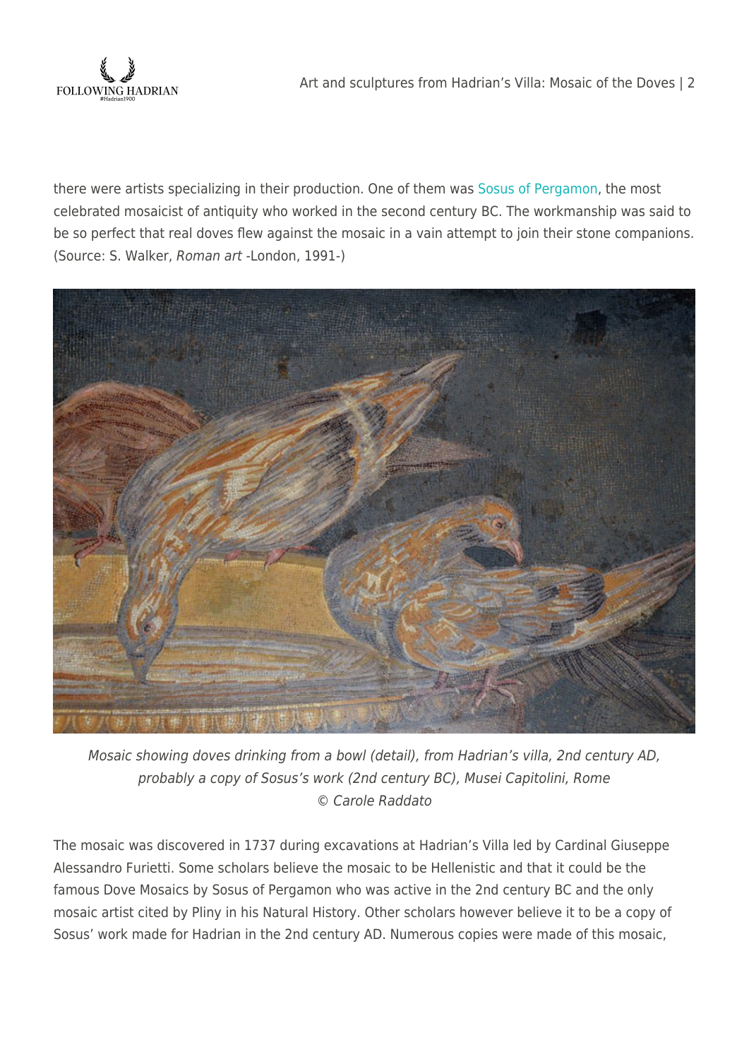there were artists specializing in their production. One of them was Sosus of Pergamon, the most celebrated mosaicist of antiquity who worked in the second century BC. The workmanship was said to be so perfect that real doves flew against the mosaic in a vain attempt to join their stone companions. (Source: S. Walker, *Roman art* -London, 1991-)

*Mosaic showing doves drinking from a bowl (detail), from Hadrian's villa, 2nd century AD, probably a copy of Sosus's work (2nd century BC), Musei Capitolini, Rome*
*© Carole Raddato*

The mosaic was discovered in 1737 during excavations at Hadrian's Villa led by Cardinal Giuseppe Alessandro Furietti. Some scholars believe the mosaic to be Hellenistic and that it could be the famous Dove Mosaics by Sosus of Pergamon who was active in the 2nd century BC and the only mosaic artist cited by Pliny in his Natural History. Other scholars however believe it to be a copy of Sosus' work made for Hadrian in the 2nd century AD. Numerous copies were made of this mosaic,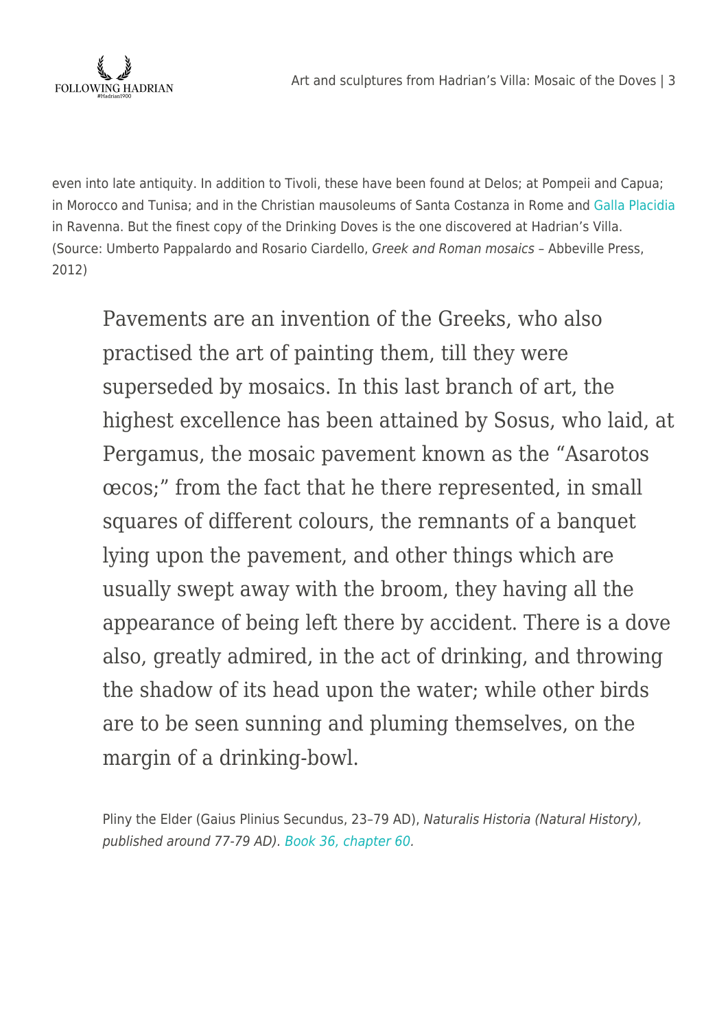even into late antiquity. In addition to Tivoli, these have been found at Delos; at Pompeii and Capua; in Morocco and Tunisa; and in the Christian mausoleums of Santa Costanza in Rome and Galla Placidia in Ravenna. But the finest copy of the Drinking Doves is the one discovered at Hadrian's Villa. (Source: Umberto Pappalardo and Rosario Ciardello, *Greek and Roman mosaics* – Abbeville Press, 2012)

> Pavements are an invention of the Greeks, who also practised the art of painting them, till they were superseded by mosaics. In this last branch of art, the highest excellence has been attained by Sosus, who laid, at Pergamus, the mosaic pavement known as the "Asarotos œcos;" from the fact that he there represented, in small squares of different colours, the remnants of a banquet lying upon the pavement, and other things which are usually swept away with the broom, they having all the appearance of being left there by accident. There is a dove also, greatly admired, in the act of drinking, and throwing the shadow of its head upon the water; while other birds are to be seen sunning and pluming themselves, on the margin of a drinking-bowl.
>
> Pliny the Elder (Gaius Plinius Secundus, 23–79 AD), *Naturalis Historia (Natural History), published around 77-79 AD). Book 36, chapter 60.*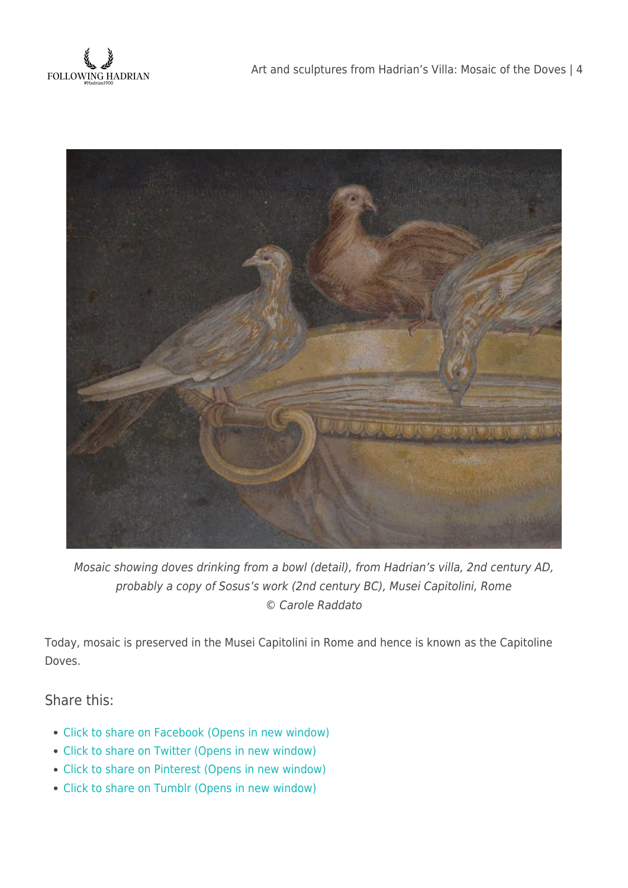*Mosaic showing doves drinking from a bowl (detail), from Hadrian's villa, 2nd century AD, probably a copy of Sosus's work (2nd century BC), Musei Capitolini, Rome*
*© Carole Raddato*

Today, mosaic is preserved in the Musei Capitolini in Rome and hence is known as the Capitoline Doves.

## Share this:

- Click to share on Facebook (Opens in new window)
- Click to share on Twitter (Opens in new window)
- Click to share on Pinterest (Opens in new window)
- Click to share on Tumblr (Opens in new window)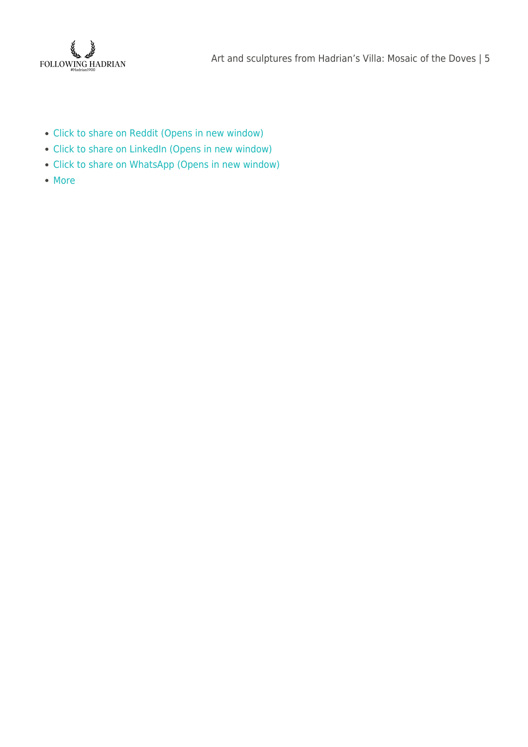- Click to share on Reddit (Opens in new window)
- Click to share on LinkedIn (Opens in new window)
- Click to share on WhatsApp (Opens in new window)
- More